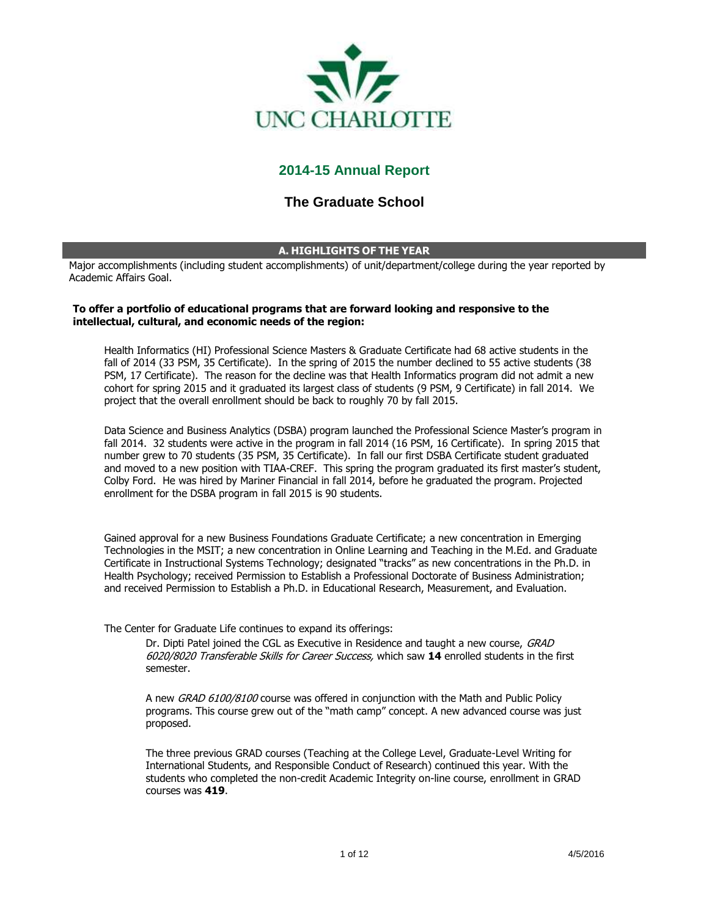UNC CHARLOTTE

# 2014-15 Annual Report

## The Graduate School

### A. HIGHLIGHTS OF THE YEAR

Major accomplishments (including student accomplishments) of unit/department/college during the year reported by Academic Affairs Goal.

**To offer a portfolio of educational programs that are forward looking and responsive to the intellectual, cultural, and economic needs of the region:**

Health Informatics (HI) Professional Science Masters & Graduate Certificate had 68 active students in the fall of 2014 (33 PSM, 35 Certificate). In the spring of 2015 the number declined to 55 active students (38 PSM, 17 Certificate). The reason for the decline was that Health Informatics program did not admit a new cohort for spring 2015 and it graduated its largest class of students (9 PSM, 9 Certificate) in fall 2014. We project that the overall enrollment should be back to roughly 70 by fall 2015.

Data Science and Business Analytics (DSBA) program launched the Professional Science Master's program in fall 2014. 32 students were active in the program in fall 2014 (16 PSM, 16 Certificate). In spring 2015 that number grew to 70 students (35 PSM, 35 Certificate). In fall our first DSBA Certificate student graduated and moved to a new position with TIAA-CREF. This spring the program graduated its first master's student, Colby Ford. He was hired by Mariner Financial in fall 2014, before he graduated the program. Projected enrollment for the DSBA program in fall 2015 is 90 students.

Gained approval for a new Business Foundations Graduate Certificate; a new concentration in Emerging Technologies in the MSIT; a new concentration in Online Learning and Teaching in the M.Ed. and Graduate Certificate in Instructional Systems Technology; designated "tracks" as new concentrations in the Ph.D. in Health Psychology; received Permission to Establish a Professional Doctorate of Business Administration; and received Permission to Establish a Ph.D. in Educational Research, Measurement, and Evaluation.

The Center for Graduate Life continues to expand its offerings:

Dr. Dipti Patel joined the CGL as Executive in Residence and taught a new course, *GRAD 6020/8020 Transferable Skills for Career Success,* which saw **14** enrolled students in the first semester.

A new *GRAD 6100/8100* course was offered in conjunction with the Math and Public Policy programs. This course grew out of the "math camp" concept. A new advanced course was just proposed.

The three previous GRAD courses (Teaching at the College Level, Graduate-Level Writing for International Students, and Responsible Conduct of Research) continued this year. With the students who completed the non-credit Academic Integrity on-line course, enrollment in GRAD courses was **419**.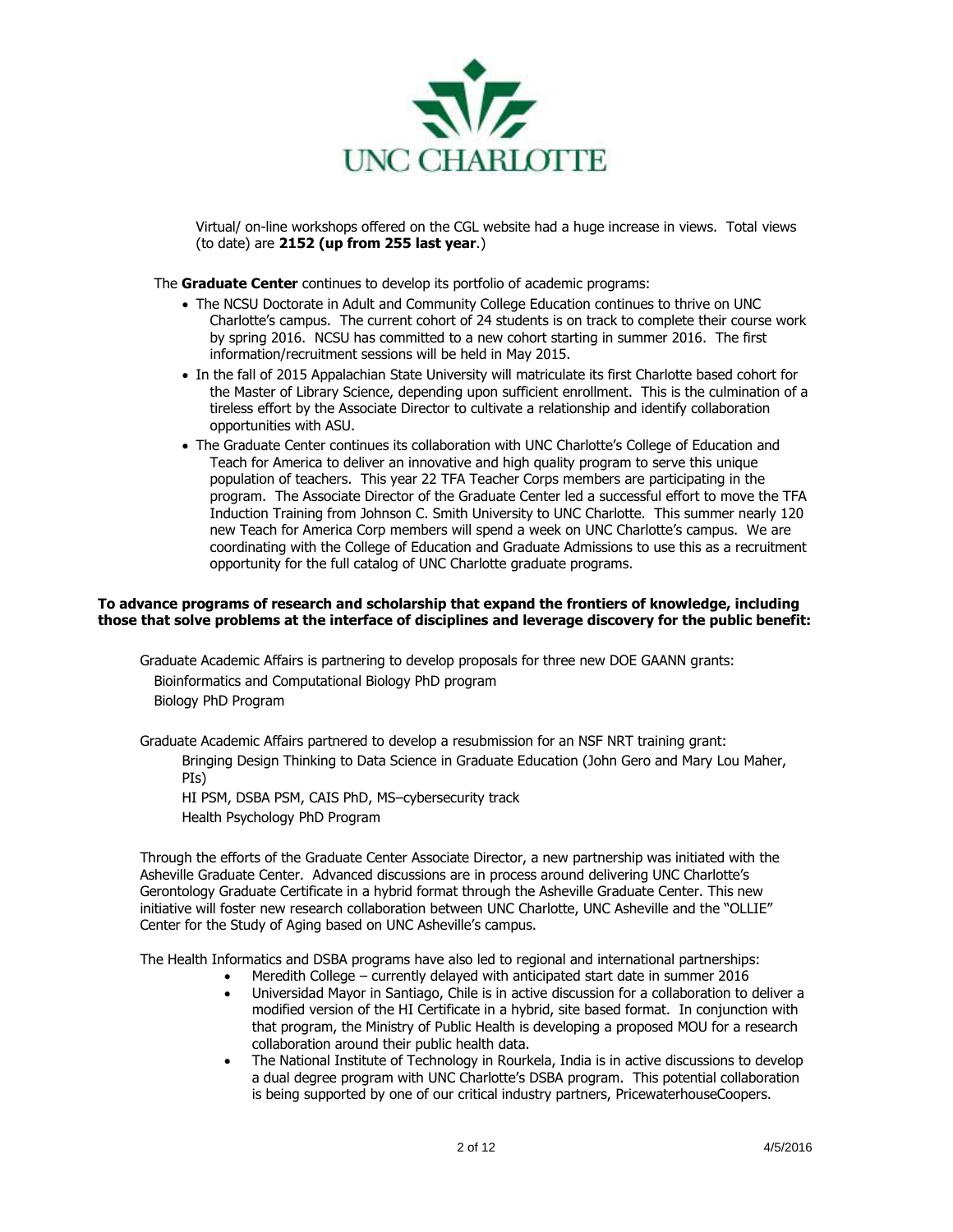Virtual/ on-line workshops offered on the CGL website had a huge increase in views. Total views (to date) are **2152 (up from 255 last year**.)

The **Graduate Center** continues to develop its portfolio of academic programs:

- The NCSU Doctorate in Adult and Community College Education continues to thrive on UNC Charlotte's campus. The current cohort of 24 students is on track to complete their course work by spring 2016. NCSU has committed to a new cohort starting in summer 2016. The first information/recruitment sessions will be held in May 2015.
- In the fall of 2015 Appalachian State University will matriculate its first Charlotte based cohort for the Master of Library Science, depending upon sufficient enrollment. This is the culmination of a tireless effort by the Associate Director to cultivate a relationship and identify collaboration opportunities with ASU.
- The Graduate Center continues its collaboration with UNC Charlotte's College of Education and Teach for America to deliver an innovative and high quality program to serve this unique population of teachers. This year 22 TFA Teacher Corps members are participating in the program. The Associate Director of the Graduate Center led a successful effort to move the TFA Induction Training from Johnson C. Smith University to UNC Charlotte. This summer nearly 120 new Teach for America Corp members will spend a week on UNC Charlotte's campus. We are coordinating with the College of Education and Graduate Admissions to use this as a recruitment opportunity for the full catalog of UNC Charlotte graduate programs.

**To advance programs of research and scholarship that expand the frontiers of knowledge, including those that solve problems at the interface of disciplines and leverage discovery for the public benefit:**

Graduate Academic Affairs is partnering to develop proposals for three new DOE GAANN grants:

Bioinformatics and Computational Biology PhD program
Biology PhD Program

Graduate Academic Affairs partnered to develop a resubmission for an NSF NRT training grant:

Bringing Design Thinking to Data Science in Graduate Education (John Gero and Mary Lou Maher, PIs)
HI PSM, DSBA PSM, CAIS PhD, MS–cybersecurity track
Health Psychology PhD Program

Through the efforts of the Graduate Center Associate Director, a new partnership was initiated with the Asheville Graduate Center. Advanced discussions are in process around delivering UNC Charlotte's Gerontology Graduate Certificate in a hybrid format through the Asheville Graduate Center. This new initiative will foster new research collaboration between UNC Charlotte, UNC Asheville and the "OLLIE" Center for the Study of Aging based on UNC Asheville's campus.

The Health Informatics and DSBA programs have also led to regional and international partnerships:

- Meredith College – currently delayed with anticipated start date in summer 2016
- Universidad Mayor in Santiago, Chile is in active discussion for a collaboration to deliver a modified version of the HI Certificate in a hybrid, site based format. In conjunction with that program, the Ministry of Public Health is developing a proposed MOU for a research collaboration around their public health data.
- The National Institute of Technology in Rourkela, India is in active discussions to develop a dual degree program with UNC Charlotte's DSBA program. This potential collaboration is being supported by one of our critical industry partners, PricewaterhouseCoopers.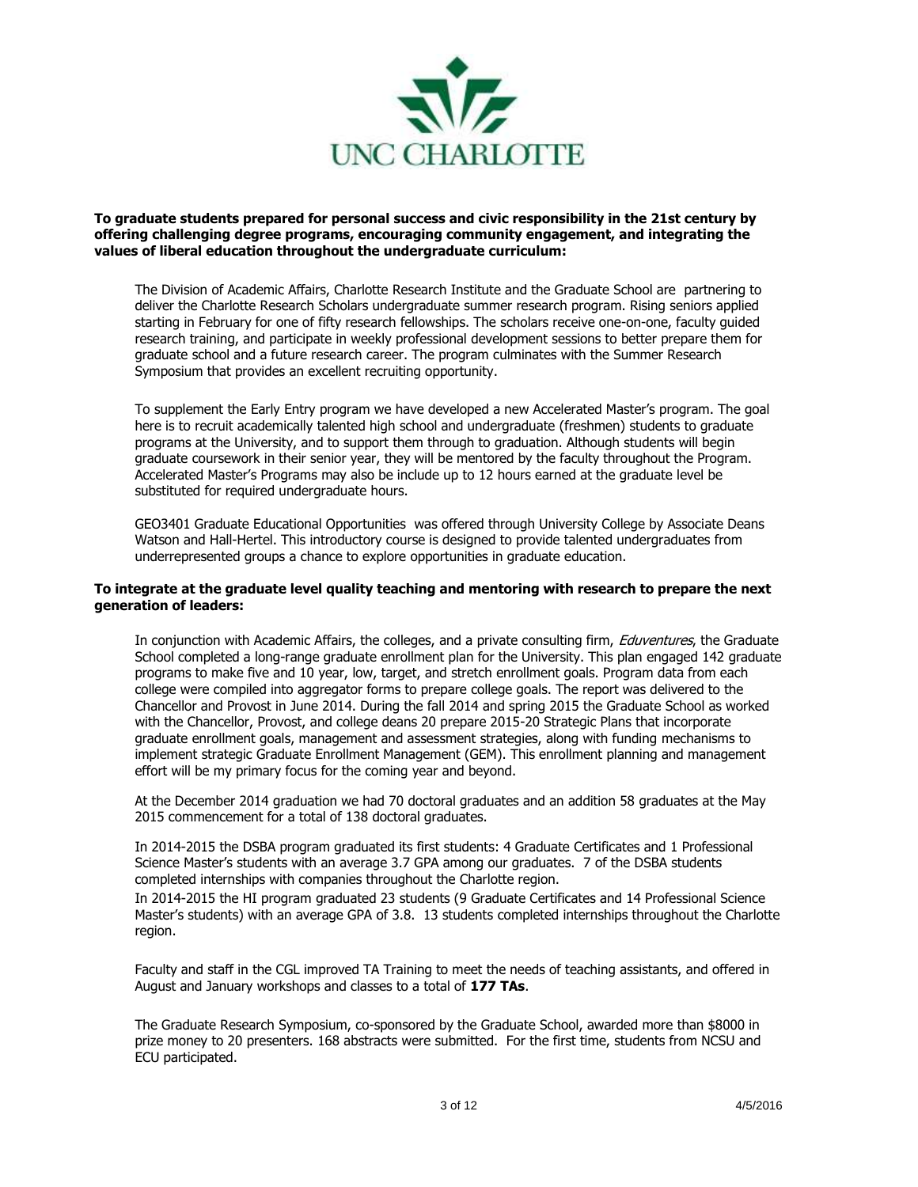**To graduate students prepared for personal success and civic responsibility in the 21st century by offering challenging degree programs, encouraging community engagement, and integrating the values of liberal education throughout the undergraduate curriculum:**

The Division of Academic Affairs, Charlotte Research Institute and the Graduate School are partnering to deliver the Charlotte Research Scholars undergraduate summer research program. Rising seniors applied starting in February for one of fifty research fellowships. The scholars receive one-on-one, faculty guided research training, and participate in weekly professional development sessions to better prepare them for graduate school and a future research career. The program culminates with the Summer Research Symposium that provides an excellent recruiting opportunity.

To supplement the Early Entry program we have developed a new Accelerated Master's program. The goal here is to recruit academically talented high school and undergraduate (freshmen) students to graduate programs at the University, and to support them through to graduation. Although students will begin graduate coursework in their senior year, they will be mentored by the faculty throughout the Program. Accelerated Master's Programs may also be include up to 12 hours earned at the graduate level be substituted for required undergraduate hours.

GEO3401 Graduate Educational Opportunities was offered through University College by Associate Deans Watson and Hall-Hertel. This introductory course is designed to provide talented undergraduates from underrepresented groups a chance to explore opportunities in graduate education.

**To integrate at the graduate level quality teaching and mentoring with research to prepare the next generation of leaders:**

In conjunction with Academic Affairs, the colleges, and a private consulting firm, *Eduventures*, the Graduate School completed a long-range graduate enrollment plan for the University. This plan engaged 142 graduate programs to make five and 10 year, low, target, and stretch enrollment goals. Program data from each college were compiled into aggregator forms to prepare college goals. The report was delivered to the Chancellor and Provost in June 2014. During the fall 2014 and spring 2015 the Graduate School as worked with the Chancellor, Provost, and college deans 20 prepare 2015-20 Strategic Plans that incorporate graduate enrollment goals, management and assessment strategies, along with funding mechanisms to implement strategic Graduate Enrollment Management (GEM). This enrollment planning and management effort will be my primary focus for the coming year and beyond.

At the December 2014 graduation we had 70 doctoral graduates and an addition 58 graduates at the May 2015 commencement for a total of 138 doctoral graduates.

In 2014-2015 the DSBA program graduated its first students: 4 Graduate Certificates and 1 Professional Science Master's students with an average 3.7 GPA among our graduates. 7 of the DSBA students completed internships with companies throughout the Charlotte region.

In 2014-2015 the HI program graduated 23 students (9 Graduate Certificates and 14 Professional Science Master's students) with an average GPA of 3.8. 13 students completed internships throughout the Charlotte region.

Faculty and staff in the CGL improved TA Training to meet the needs of teaching assistants, and offered in August and January workshops and classes to a total of **177 TAs**.

The Graduate Research Symposium, co-sponsored by the Graduate School, awarded more than $8000 in prize money to 20 presenters. 168 abstracts were submitted. For the first time, students from NCSU and ECU participated.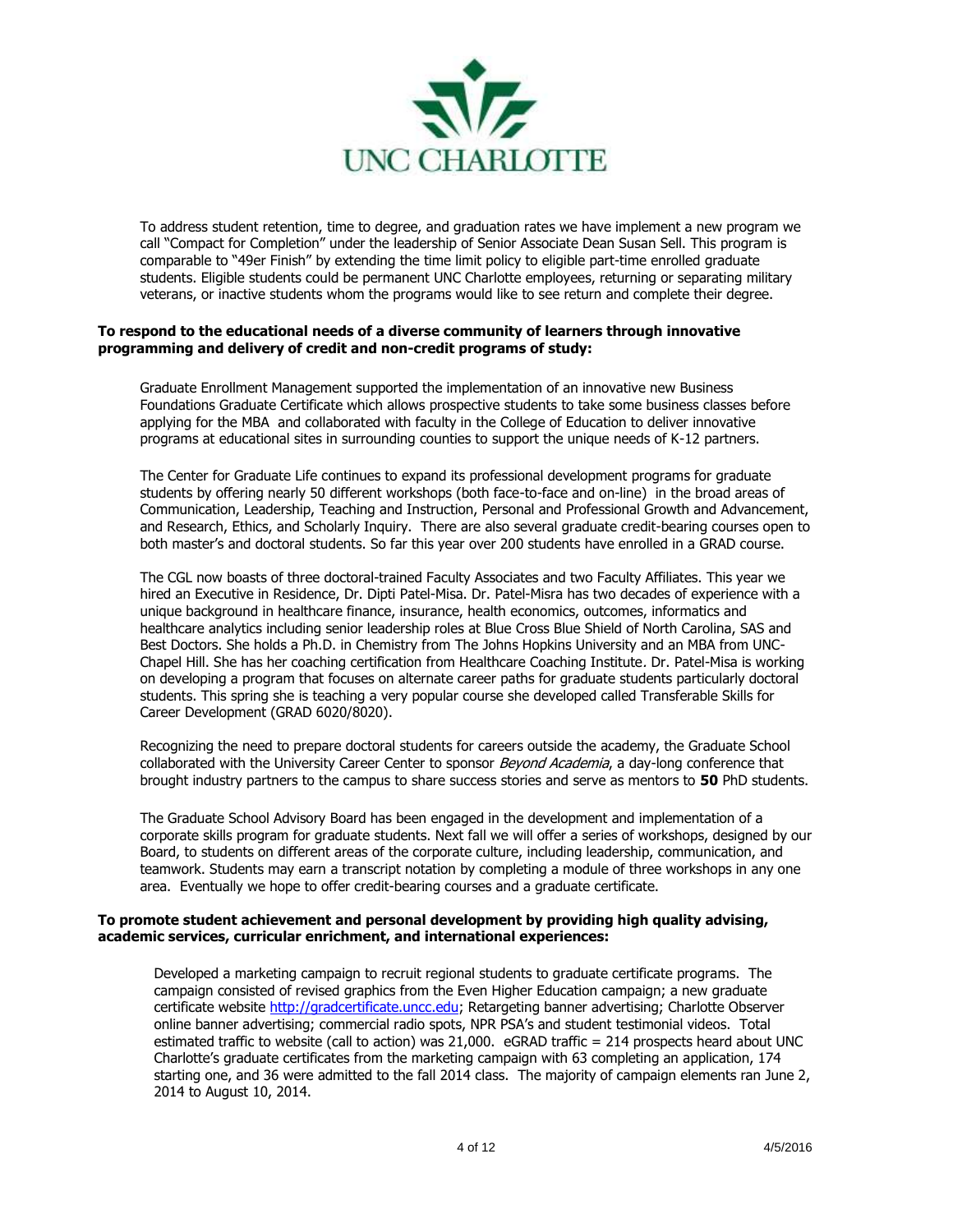To address student retention, time to degree, and graduation rates we have implement a new program we call "Compact for Completion" under the leadership of Senior Associate Dean Susan Sell. This program is comparable to "49er Finish" by extending the time limit policy to eligible part-time enrolled graduate students. Eligible students could be permanent UNC Charlotte employees, returning or separating military veterans, or inactive students whom the programs would like to see return and complete their degree.

**To respond to the educational needs of a diverse community of learners through innovative programming and delivery of credit and non-credit programs of study:**

Graduate Enrollment Management supported the implementation of an innovative new Business Foundations Graduate Certificate which allows prospective students to take some business classes before applying for the MBA and collaborated with faculty in the College of Education to deliver innovative programs at educational sites in surrounding counties to support the unique needs of K-12 partners.

The Center for Graduate Life continues to expand its professional development programs for graduate students by offering nearly 50 different workshops (both face-to-face and on-line) in the broad areas of Communication, Leadership, Teaching and Instruction, Personal and Professional Growth and Advancement, and Research, Ethics, and Scholarly Inquiry. There are also several graduate credit-bearing courses open to both master's and doctoral students. So far this year over 200 students have enrolled in a GRAD course.

The CGL now boasts of three doctoral-trained Faculty Associates and two Faculty Affiliates. This year we hired an Executive in Residence, Dr. Dipti Patel-Misa. Dr. Patel-Misra has two decades of experience with a unique background in healthcare finance, insurance, health economics, outcomes, informatics and healthcare analytics including senior leadership roles at Blue Cross Blue Shield of North Carolina, SAS and Best Doctors. She holds a Ph.D. in Chemistry from The Johns Hopkins University and an MBA from UNC-Chapel Hill. She has her coaching certification from Healthcare Coaching Institute. Dr. Patel-Misa is working on developing a program that focuses on alternate career paths for graduate students particularly doctoral students. This spring she is teaching a very popular course she developed called Transferable Skills for Career Development (GRAD 6020/8020).

Recognizing the need to prepare doctoral students for careers outside the academy, the Graduate School collaborated with the University Career Center to sponsor *Beyond Academia*, a day-long conference that brought industry partners to the campus to share success stories and serve as mentors to **50** PhD students.

The Graduate School Advisory Board has been engaged in the development and implementation of a corporate skills program for graduate students. Next fall we will offer a series of workshops, designed by our Board, to students on different areas of the corporate culture, including leadership, communication, and teamwork. Students may earn a transcript notation by completing a module of three workshops in any one area. Eventually we hope to offer credit-bearing courses and a graduate certificate.

**To promote student achievement and personal development by providing high quality advising, academic services, curricular enrichment, and international experiences:**

Developed a marketing campaign to recruit regional students to graduate certificate programs. The campaign consisted of revised graphics from the Even Higher Education campaign; a new graduate certificate website http://gradcertificate.uncc.edu; Retargeting banner advertising; Charlotte Observer online banner advertising; commercial radio spots, NPR PSA's and student testimonial videos. Total estimated traffic to website (call to action) was 21,000. eGRAD traffic = 214 prospects heard about UNC Charlotte's graduate certificates from the marketing campaign with 63 completing an application, 174 starting one, and 36 were admitted to the fall 2014 class. The majority of campaign elements ran June 2, 2014 to August 10, 2014.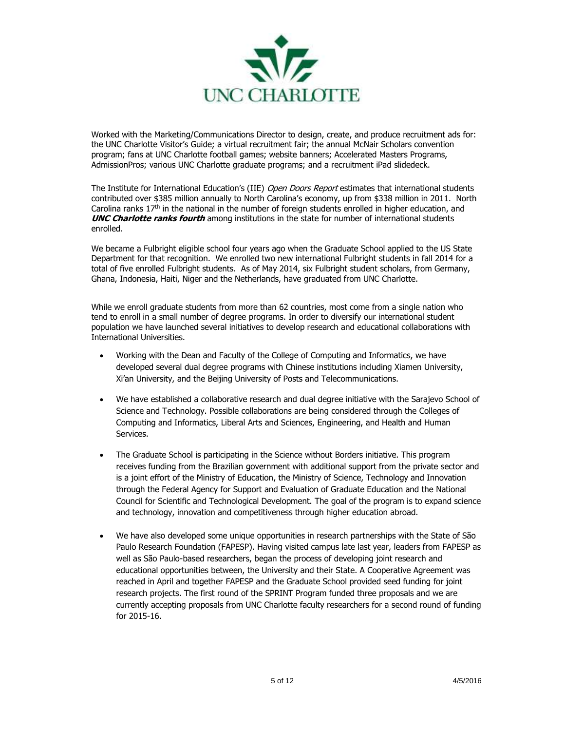Worked with the Marketing/Communications Director to design, create, and produce recruitment ads for: the UNC Charlotte Visitor's Guide; a virtual recruitment fair; the annual McNair Scholars convention program; fans at UNC Charlotte football games; website banners; Accelerated Masters Programs, AdmissionPros; various UNC Charlotte graduate programs; and a recruitment iPad slidedeck.

The Institute for International Education's (IIE) *Open Doors Report* estimates that international students contributed over $385 million annually to North Carolina's economy, up from $338 million in 2011. North Carolina ranks 17th in the national in the number of foreign students enrolled in higher education, and ***UNC Charlotte ranks fourth*** among institutions in the state for number of international students enrolled.

We became a Fulbright eligible school four years ago when the Graduate School applied to the US State Department for that recognition. We enrolled two new international Fulbright students in fall 2014 for a total of five enrolled Fulbright students. As of May 2014, six Fulbright student scholars, from Germany, Ghana, Indonesia, Haiti, Niger and the Netherlands, have graduated from UNC Charlotte.

While we enroll graduate students from more than 62 countries, most come from a single nation who tend to enroll in a small number of degree programs. In order to diversify our international student population we have launched several initiatives to develop research and educational collaborations with International Universities.

- Working with the Dean and Faculty of the College of Computing and Informatics, we have developed several dual degree programs with Chinese institutions including Xiamen University, Xi'an University, and the Beijing University of Posts and Telecommunications.

- We have established a collaborative research and dual degree initiative with the Sarajevo School of Science and Technology. Possible collaborations are being considered through the Colleges of Computing and Informatics, Liberal Arts and Sciences, Engineering, and Health and Human Services.

- The Graduate School is participating in the Science without Borders initiative. This program receives funding from the Brazilian government with additional support from the private sector and is a joint effort of the Ministry of Education, the Ministry of Science, Technology and Innovation through the Federal Agency for Support and Evaluation of Graduate Education and the National Council for Scientific and Technological Development. The goal of the program is to expand science and technology, innovation and competitiveness through higher education abroad.

- We have also developed some unique opportunities in research partnerships with the State of São Paulo Research Foundation (FAPESP). Having visited campus late last year, leaders from FAPESP as well as São Paulo-based researchers, began the process of developing joint research and educational opportunities between, the University and their State. A Cooperative Agreement was reached in April and together FAPESP and the Graduate School provided seed funding for joint research projects. The first round of the SPRINT Program funded three proposals and we are currently accepting proposals from UNC Charlotte faculty researchers for a second round of funding for 2015-16.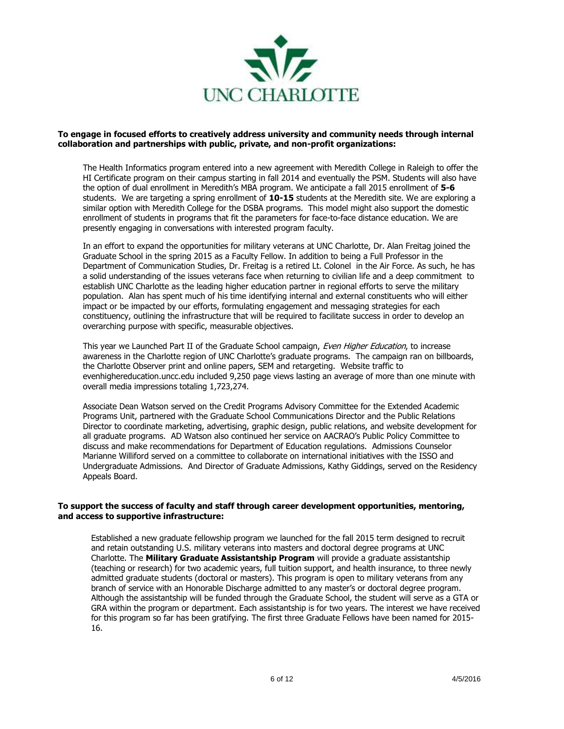**To engage in focused efforts to creatively address university and community needs through internal collaboration and partnerships with public, private, and non-profit organizations:**

The Health Informatics program entered into a new agreement with Meredith College in Raleigh to offer the HI Certificate program on their campus starting in fall 2014 and eventually the PSM. Students will also have the option of dual enrollment in Meredith's MBA program. We anticipate a fall 2015 enrollment of **5-6** students. We are targeting a spring enrollment of **10-15** students at the Meredith site. We are exploring a similar option with Meredith College for the DSBA programs. This model might also support the domestic enrollment of students in programs that fit the parameters for face-to-face distance education. We are presently engaging in conversations with interested program faculty.

In an effort to expand the opportunities for military veterans at UNC Charlotte, Dr. Alan Freitag joined the Graduate School in the spring 2015 as a Faculty Fellow. In addition to being a Full Professor in the Department of Communication Studies, Dr. Freitag is a retired Lt. Colonel in the Air Force. As such, he has a solid understanding of the issues veterans face when returning to civilian life and a deep commitment to establish UNC Charlotte as the leading higher education partner in regional efforts to serve the military population. Alan has spent much of his time identifying internal and external constituents who will either impact or be impacted by our efforts, formulating engagement and messaging strategies for each constituency, outlining the infrastructure that will be required to facilitate success in order to develop an overarching purpose with specific, measurable objectives.

This year we Launched Part II of the Graduate School campaign, *Even Higher Education*, to increase awareness in the Charlotte region of UNC Charlotte's graduate programs. The campaign ran on billboards, the Charlotte Observer print and online papers, SEM and retargeting. Website traffic to evenhighereducation.uncc.edu included 9,250 page views lasting an average of more than one minute with overall media impressions totaling 1,723,274.

Associate Dean Watson served on the Credit Programs Advisory Committee for the Extended Academic Programs Unit, partnered with the Graduate School Communications Director and the Public Relations Director to coordinate marketing, advertising, graphic design, public relations, and website development for all graduate programs. AD Watson also continued her service on AACRAO's Public Policy Committee to discuss and make recommendations for Department of Education regulations. Admissions Counselor Marianne Williford served on a committee to collaborate on international initiatives with the ISSO and Undergraduate Admissions. And Director of Graduate Admissions, Kathy Giddings, served on the Residency Appeals Board.

**To support the success of faculty and staff through career development opportunities, mentoring, and access to supportive infrastructure:**

Established a new graduate fellowship program we launched for the fall 2015 term designed to recruit and retain outstanding U.S. military veterans into masters and doctoral degree programs at UNC Charlotte. The **Military Graduate Assistantship Program** will provide a graduate assistantship (teaching or research) for two academic years, full tuition support, and health insurance, to three newly admitted graduate students (doctoral or masters). This program is open to military veterans from any branch of service with an Honorable Discharge admitted to any master's or doctoral degree program. Although the assistantship will be funded through the Graduate School, the student will serve as a GTA or GRA within the program or department. Each assistantship is for two years. The interest we have received for this program so far has been gratifying. The first three Graduate Fellows have been named for 2015-16.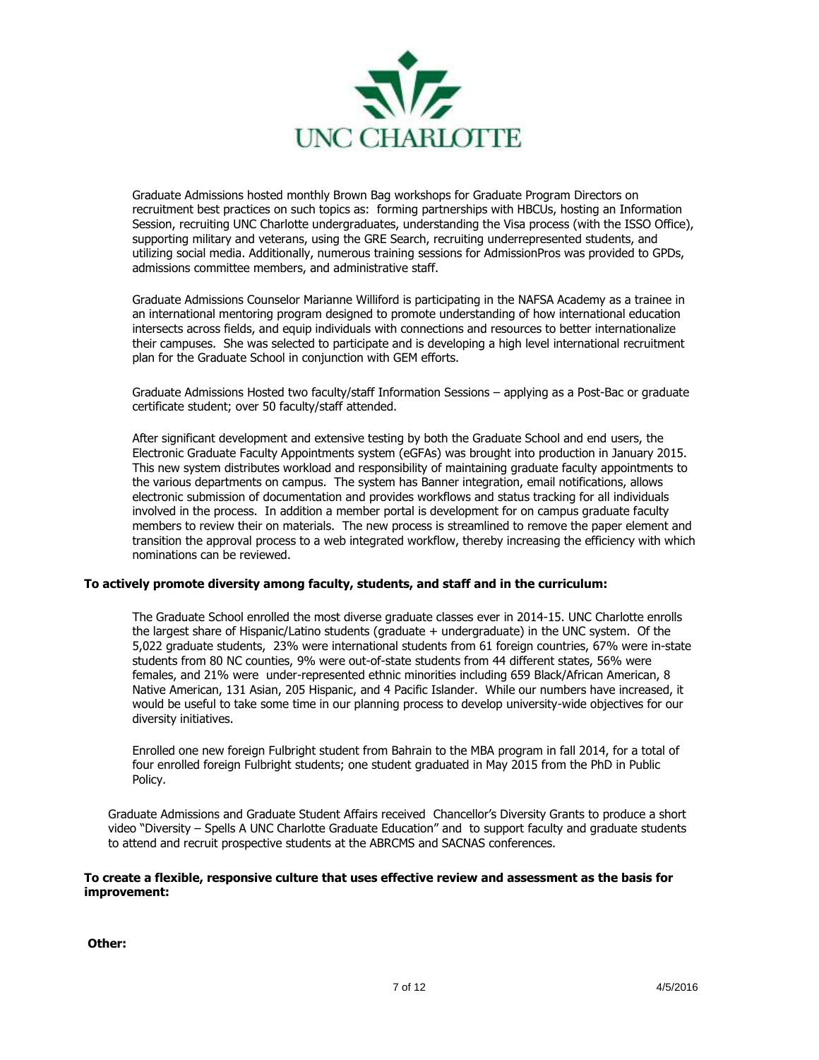Graduate Admissions hosted monthly Brown Bag workshops for Graduate Program Directors on recruitment best practices on such topics as: forming partnerships with HBCUs, hosting an Information Session, recruiting UNC Charlotte undergraduates, understanding the Visa process (with the ISSO Office), supporting military and veterans, using the GRE Search, recruiting underrepresented students, and utilizing social media. Additionally, numerous training sessions for AdmissionPros was provided to GPDs, admissions committee members, and administrative staff.

Graduate Admissions Counselor Marianne Williford is participating in the NAFSA Academy as a trainee in an international mentoring program designed to promote understanding of how international education intersects across fields, and equip individuals with connections and resources to better internationalize their campuses. She was selected to participate and is developing a high level international recruitment plan for the Graduate School in conjunction with GEM efforts.

Graduate Admissions Hosted two faculty/staff Information Sessions – applying as a Post-Bac or graduate certificate student; over 50 faculty/staff attended.

After significant development and extensive testing by both the Graduate School and end users, the Electronic Graduate Faculty Appointments system (eGFAs) was brought into production in January 2015. This new system distributes workload and responsibility of maintaining graduate faculty appointments to the various departments on campus. The system has Banner integration, email notifications, allows electronic submission of documentation and provides workflows and status tracking for all individuals involved in the process. In addition a member portal is development for on campus graduate faculty members to review their on materials. The new process is streamlined to remove the paper element and transition the approval process to a web integrated workflow, thereby increasing the efficiency with which nominations can be reviewed.

**To actively promote diversity among faculty, students, and staff and in the curriculum:**

The Graduate School enrolled the most diverse graduate classes ever in 2014-15. UNC Charlotte enrolls the largest share of Hispanic/Latino students (graduate + undergraduate) in the UNC system. Of the 5,022 graduate students, 23% were international students from 61 foreign countries, 67% were in-state students from 80 NC counties, 9% were out-of-state students from 44 different states, 56% were females, and 21% were under-represented ethnic minorities including 659 Black/African American, 8 Native American, 131 Asian, 205 Hispanic, and 4 Pacific Islander. While our numbers have increased, it would be useful to take some time in our planning process to develop university-wide objectives for our diversity initiatives.

Enrolled one new foreign Fulbright student from Bahrain to the MBA program in fall 2014, for a total of four enrolled foreign Fulbright students; one student graduated in May 2015 from the PhD in Public Policy.

Graduate Admissions and Graduate Student Affairs received Chancellor's Diversity Grants to produce a short video "Diversity – Spells A UNC Charlotte Graduate Education" and to support faculty and graduate students to attend and recruit prospective students at the ABRCMS and SACNAS conferences.

**To create a flexible, responsive culture that uses effective review and assessment as the basis for improvement:**

**Other:**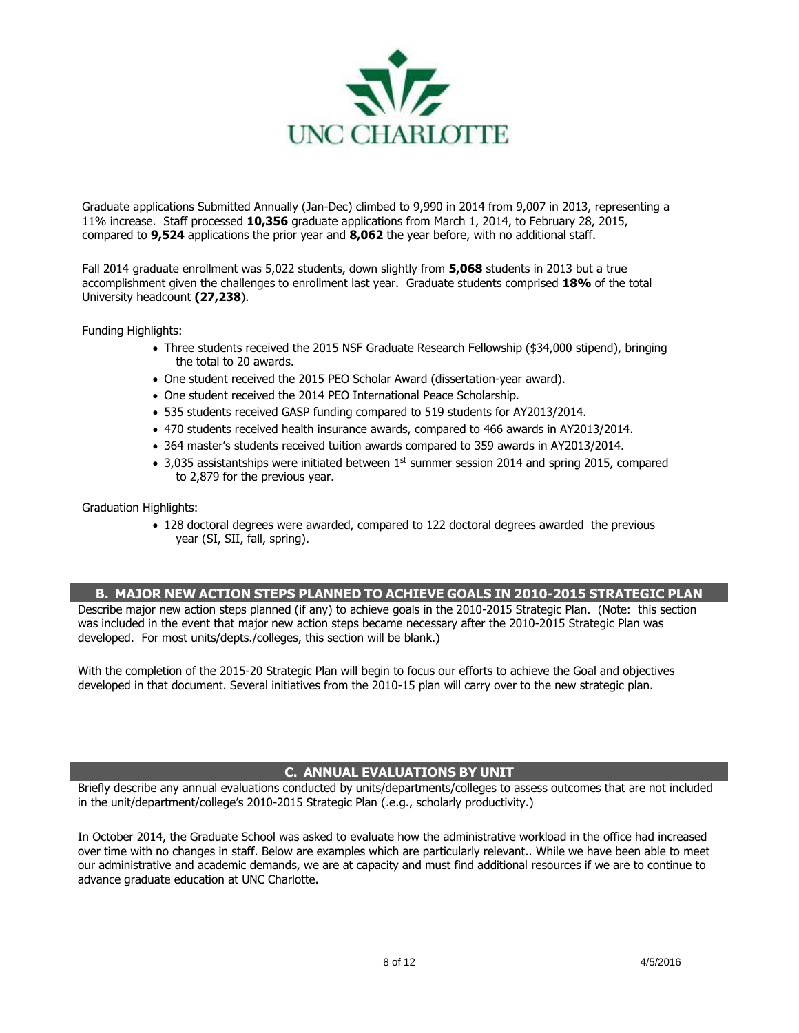Graduate applications Submitted Annually (Jan-Dec) climbed to 9,990 in 2014 from 9,007 in 2013, representing a 11% increase. Staff processed **10,356** graduate applications from March 1, 2014, to February 28, 2015, compared to **9,524** applications the prior year and **8,062** the year before, with no additional staff.

Fall 2014 graduate enrollment was 5,022 students, down slightly from **5,068** students in 2013 but a true accomplishment given the challenges to enrollment last year. Graduate students comprised **18%** of the total University headcount **(27,238**).

Funding Highlights:

- Three students received the 2015 NSF Graduate Research Fellowship ($34,000 stipend), bringing the total to 20 awards.
- One student received the 2015 PEO Scholar Award (dissertation-year award).
- One student received the 2014 PEO International Peace Scholarship.
- 535 students received GASP funding compared to 519 students for AY2013/2014.
- 470 students received health insurance awards, compared to 466 awards in AY2013/2014.
- 364 master's students received tuition awards compared to 359 awards in AY2013/2014.
- 3,035 assistantships were initiated between 1st summer session 2014 and spring 2015, compared to 2,879 for the previous year.

Graduation Highlights:

- 128 doctoral degrees were awarded, compared to 122 doctoral degrees awarded the previous year (SI, SII, fall, spring).

## B. MAJOR NEW ACTION STEPS PLANNED TO ACHIEVE GOALS IN 2010-2015 STRATEGIC PLAN

Describe major new action steps planned (if any) to achieve goals in the 2010-2015 Strategic Plan. (Note: this section was included in the event that major new action steps became necessary after the 2010-2015 Strategic Plan was developed. For most units/depts./colleges, this section will be blank.)

With the completion of the 2015-20 Strategic Plan will begin to focus our efforts to achieve the Goal and objectives developed in that document. Several initiatives from the 2010-15 plan will carry over to the new strategic plan.

## C. ANNUAL EVALUATIONS BY UNIT

Briefly describe any annual evaluations conducted by units/departments/colleges to assess outcomes that are not included in the unit/department/college's 2010-2015 Strategic Plan (.e.g., scholarly productivity.)

In October 2014, the Graduate School was asked to evaluate how the administrative workload in the office had increased over time with no changes in staff. Below are examples which are particularly relevant.. While we have been able to meet our administrative and academic demands, we are at capacity and must find additional resources if we are to continue to advance graduate education at UNC Charlotte.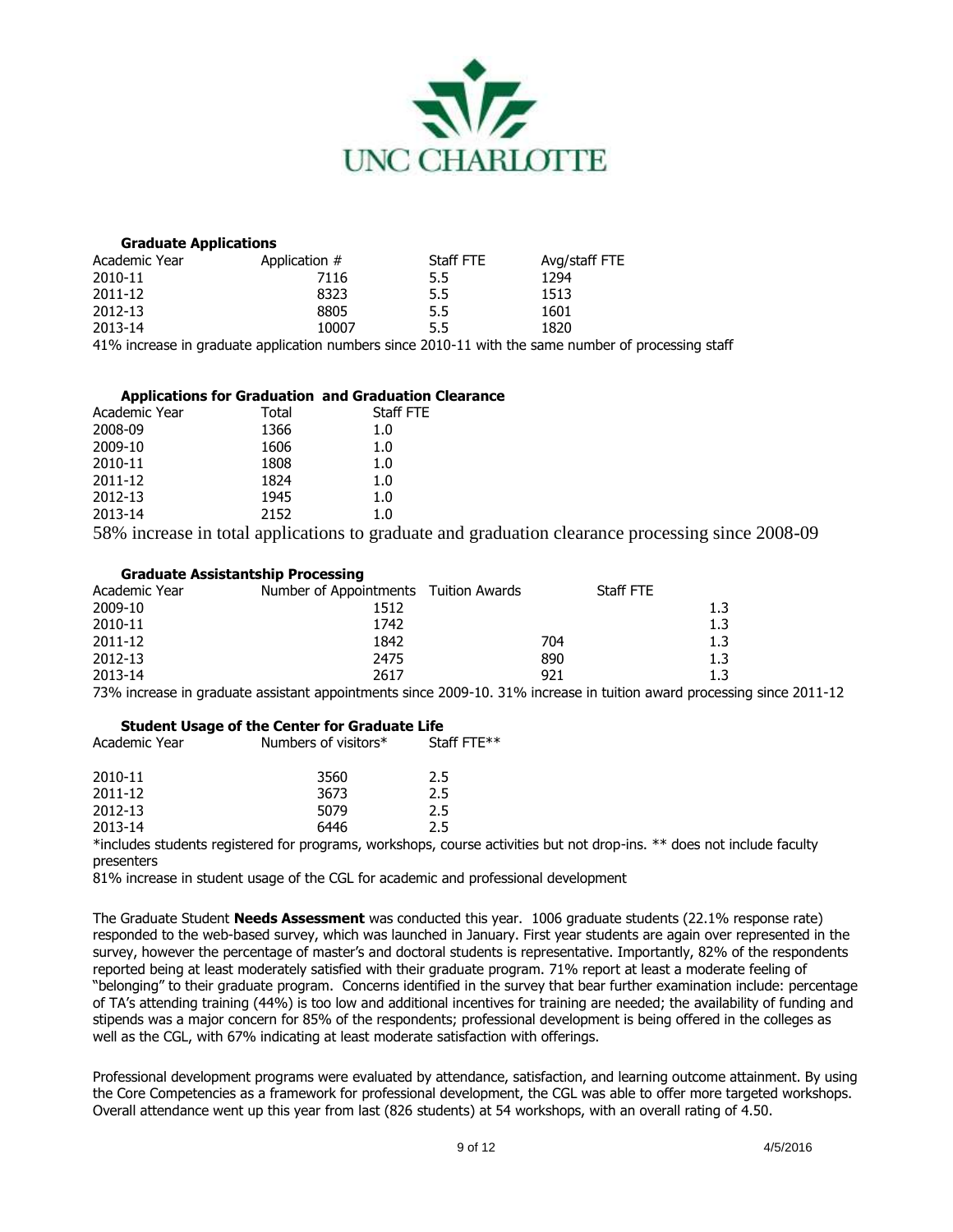### Graduate Applications

| Academic Year | Application # | Staff FTE | Avg/staff FTE |
|---|---|---|---|
| 2010-11 | 7116 | 5.5 | 1294 |
| 2011-12 | 8323 | 5.5 | 1513 |
| 2012-13 | 8805 | 5.5 | 1601 |
| 2013-14 | 10007 | 5.5 | 1820 |

41% increase in graduate application numbers since 2010-11 with the same number of processing staff

### Applications for Graduation and Graduation Clearance

| Academic Year | Total | Staff FTE |
|---|---|---|
| 2008-09 | 1366 | 1.0 |
| 2009-10 | 1606 | 1.0 |
| 2010-11 | 1808 | 1.0 |
| 2011-12 | 1824 | 1.0 |
| 2012-13 | 1945 | 1.0 |
| 2013-14 | 2152 | 1.0 |

58% increase in total applications to graduate and graduation clearance processing since 2008-09

### Graduate Assistantship Processing

| Academic Year | Number of Appointments | Tuition Awards | Staff FTE |
|---|---|---|---|
| 2009-10 | 1512 | | 1.3 |
| 2010-11 | 1742 | | 1.3 |
| 2011-12 | 1842 | 704 | 1.3 |
| 2012-13 | 2475 | 890 | 1.3 |
| 2013-14 | 2617 | 921 | 1.3 |

73% increase in graduate assistant appointments since 2009-10. 31% increase in tuition award processing since 2011-12

### Student Usage of the Center for Graduate Life

| Academic Year | Numbers of visitors* | Staff FTE** |
|---|---|---|
| 2010-11 | 3560 | 2.5 |
| 2011-12 | 3673 | 2.5 |
| 2012-13 | 5079 | 2.5 |
| 2013-14 | 6446 | 2.5 |

*includes students registered for programs, workshops, course activities but not drop-ins. ** does not include faculty presenters

81% increase in student usage of the CGL for academic and professional development

The Graduate Student **Needs Assessment** was conducted this year. 1006 graduate students (22.1% response rate) responded to the web-based survey, which was launched in January. First year students are again over represented in the survey, however the percentage of master's and doctoral students is representative. Importantly, 82% of the respondents reported being at least moderately satisfied with their graduate program. 71% report at least a moderate feeling of "belonging" to their graduate program. Concerns identified in the survey that bear further examination include: percentage of TA's attending training (44%) is too low and additional incentives for training are needed; the availability of funding and stipends was a major concern for 85% of the respondents; professional development is being offered in the colleges as well as the CGL, with 67% indicating at least moderate satisfaction with offerings.

Professional development programs were evaluated by attendance, satisfaction, and learning outcome attainment. By using the Core Competencies as a framework for professional development, the CGL was able to offer more targeted workshops. Overall attendance went up this year from last (826 students) at 54 workshops, with an overall rating of 4.50.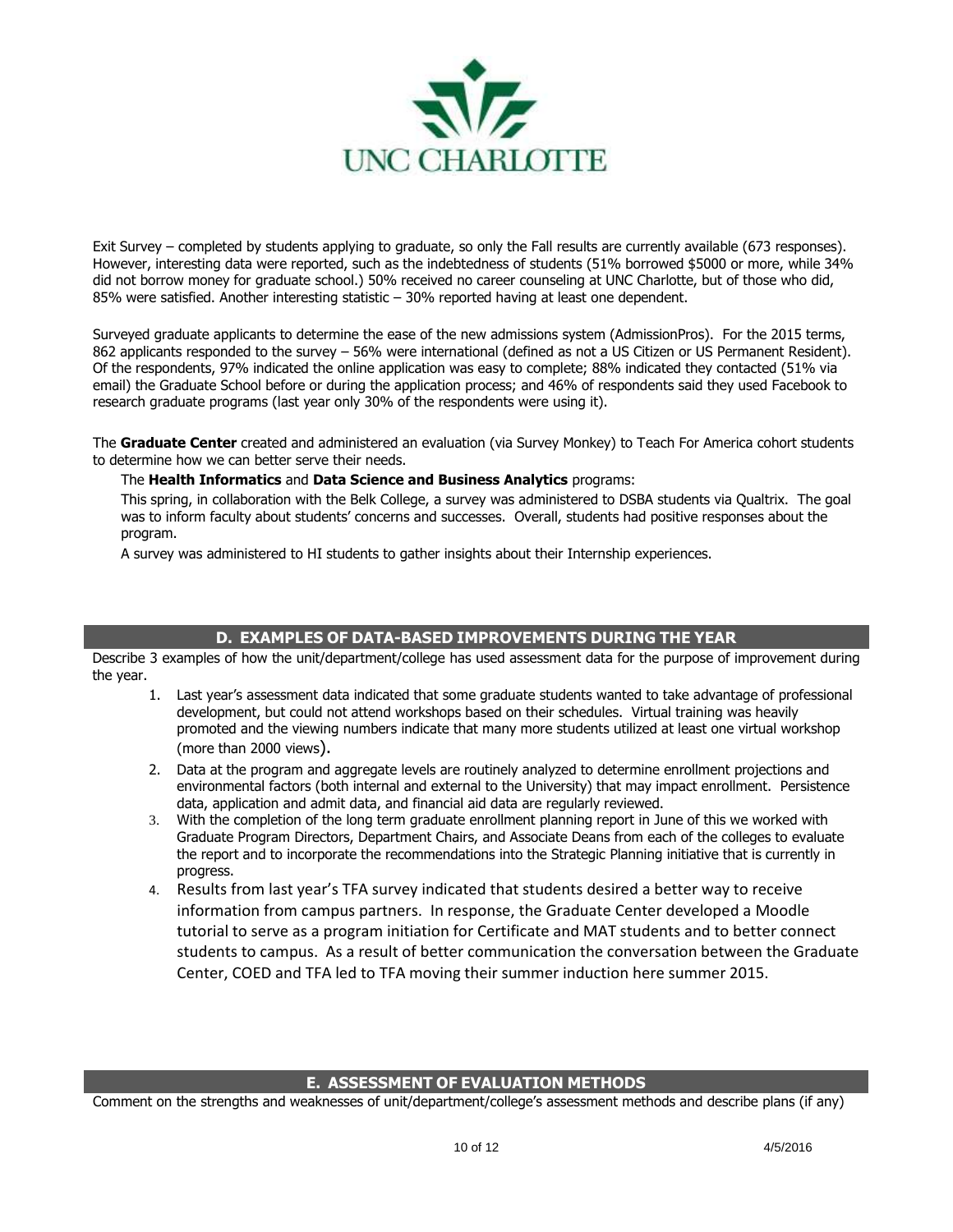Exit Survey – completed by students applying to graduate, so only the Fall results are currently available (673 responses). However, interesting data were reported, such as the indebtedness of students (51% borrowed $5000 or more, while 34% did not borrow money for graduate school.) 50% received no career counseling at UNC Charlotte, but of those who did, 85% were satisfied. Another interesting statistic – 30% reported having at least one dependent.

Surveyed graduate applicants to determine the ease of the new admissions system (AdmissionPros). For the 2015 terms, 862 applicants responded to the survey – 56% were international (defined as not a US Citizen or US Permanent Resident). Of the respondents, 97% indicated the online application was easy to complete; 88% indicated they contacted (51% via email) the Graduate School before or during the application process; and 46% of respondents said they used Facebook to research graduate programs (last year only 30% of the respondents were using it).

The **Graduate Center** created and administered an evaluation (via Survey Monkey) to Teach For America cohort students to determine how we can better serve their needs.

The **Health Informatics** and **Data Science and Business Analytics** programs:

This spring, in collaboration with the Belk College, a survey was administered to DSBA students via Qualtrix. The goal was to inform faculty about students' concerns and successes. Overall, students had positive responses about the program.

A survey was administered to HI students to gather insights about their Internship experiences.

## D. EXAMPLES OF DATA-BASED IMPROVEMENTS DURING THE YEAR

Describe 3 examples of how the unit/department/college has used assessment data for the purpose of improvement during the year.

1. Last year's assessment data indicated that some graduate students wanted to take advantage of professional development, but could not attend workshops based on their schedules. Virtual training was heavily promoted and the viewing numbers indicate that many more students utilized at least one virtual workshop (more than 2000 views).
2. Data at the program and aggregate levels are routinely analyzed to determine enrollment projections and environmental factors (both internal and external to the University) that may impact enrollment. Persistence data, application and admit data, and financial aid data are regularly reviewed.
3. With the completion of the long term graduate enrollment planning report in June of this we worked with Graduate Program Directors, Department Chairs, and Associate Deans from each of the colleges to evaluate the report and to incorporate the recommendations into the Strategic Planning initiative that is currently in progress.
4. Results from last year's TFA survey indicated that students desired a better way to receive information from campus partners. In response, the Graduate Center developed a Moodle tutorial to serve as a program initiation for Certificate and MAT students and to better connect students to campus. As a result of better communication the conversation between the Graduate Center, COED and TFA led to TFA moving their summer induction here summer 2015.

## E. ASSESSMENT OF EVALUATION METHODS

Comment on the strengths and weaknesses of unit/department/college's assessment methods and describe plans (if any)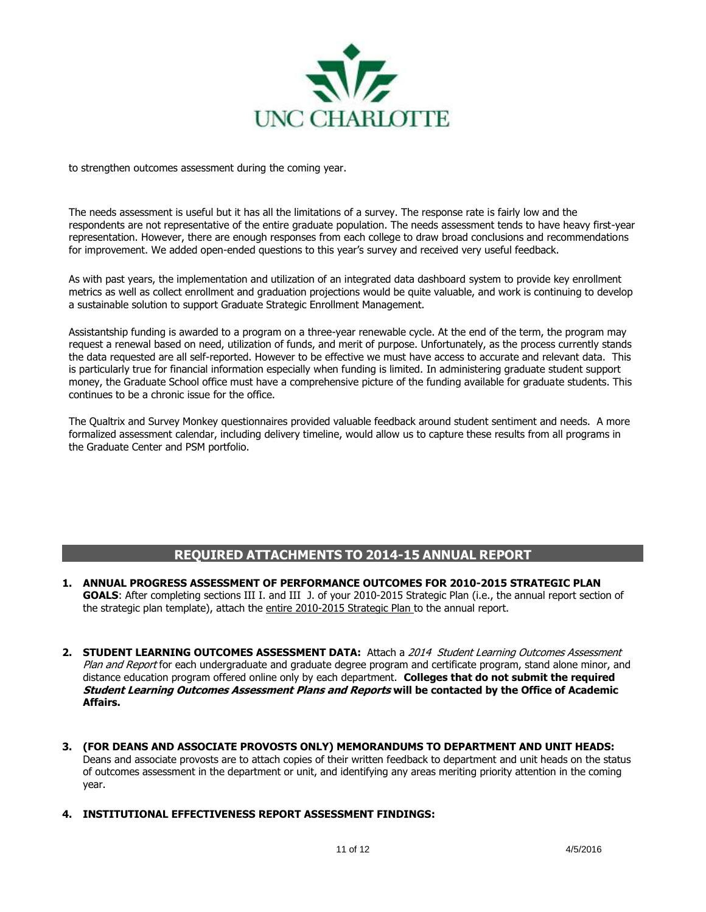to strengthen outcomes assessment during the coming year.

The needs assessment is useful but it has all the limitations of a survey. The response rate is fairly low and the respondents are not representative of the entire graduate population. The needs assessment tends to have heavy first-year representation. However, there are enough responses from each college to draw broad conclusions and recommendations for improvement. We added open-ended questions to this year's survey and received very useful feedback.

As with past years, the implementation and utilization of an integrated data dashboard system to provide key enrollment metrics as well as collect enrollment and graduation projections would be quite valuable, and work is continuing to develop a sustainable solution to support Graduate Strategic Enrollment Management.

Assistantship funding is awarded to a program on a three-year renewable cycle. At the end of the term, the program may request a renewal based on need, utilization of funds, and merit of purpose. Unfortunately, as the process currently stands the data requested are all self-reported. However to be effective we must have access to accurate and relevant data. This is particularly true for financial information especially when funding is limited. In administering graduate student support money, the Graduate School office must have a comprehensive picture of the funding available for graduate students. This continues to be a chronic issue for the office.

The Qualtrix and Survey Monkey questionnaires provided valuable feedback around student sentiment and needs. A more formalized assessment calendar, including delivery timeline, would allow us to capture these results from all programs in the Graduate Center and PSM portfolio.

## REQUIRED ATTACHMENTS TO 2014-15 ANNUAL REPORT

1. **ANNUAL PROGRESS ASSESSMENT OF PERFORMANCE OUTCOMES FOR 2010-2015 STRATEGIC PLAN GOALS**: After completing sections III I. and III J. of your 2010-2015 Strategic Plan (i.e., the annual report section of the strategic plan template), attach the entire 2010-2015 Strategic Plan to the annual report.

2. **STUDENT LEARNING OUTCOMES ASSESSMENT DATA:** Attach a *2014 Student Learning Outcomes Assessment Plan and Report* for each undergraduate and graduate degree program and certificate program, stand alone minor, and distance education program offered online only by each department. **Colleges that do not submit the required *Student Learning Outcomes Assessment Plans and Reports* will be contacted by the Office of Academic Affairs.**

3. **(FOR DEANS AND ASSOCIATE PROVOSTS ONLY) MEMORANDUMS TO DEPARTMENT AND UNIT HEADS:** Deans and associate provosts are to attach copies of their written feedback to department and unit heads on the status of outcomes assessment in the department or unit, and identifying any areas meriting priority attention in the coming year.

4. **INSTITUTIONAL EFFECTIVENESS REPORT ASSESSMENT FINDINGS:**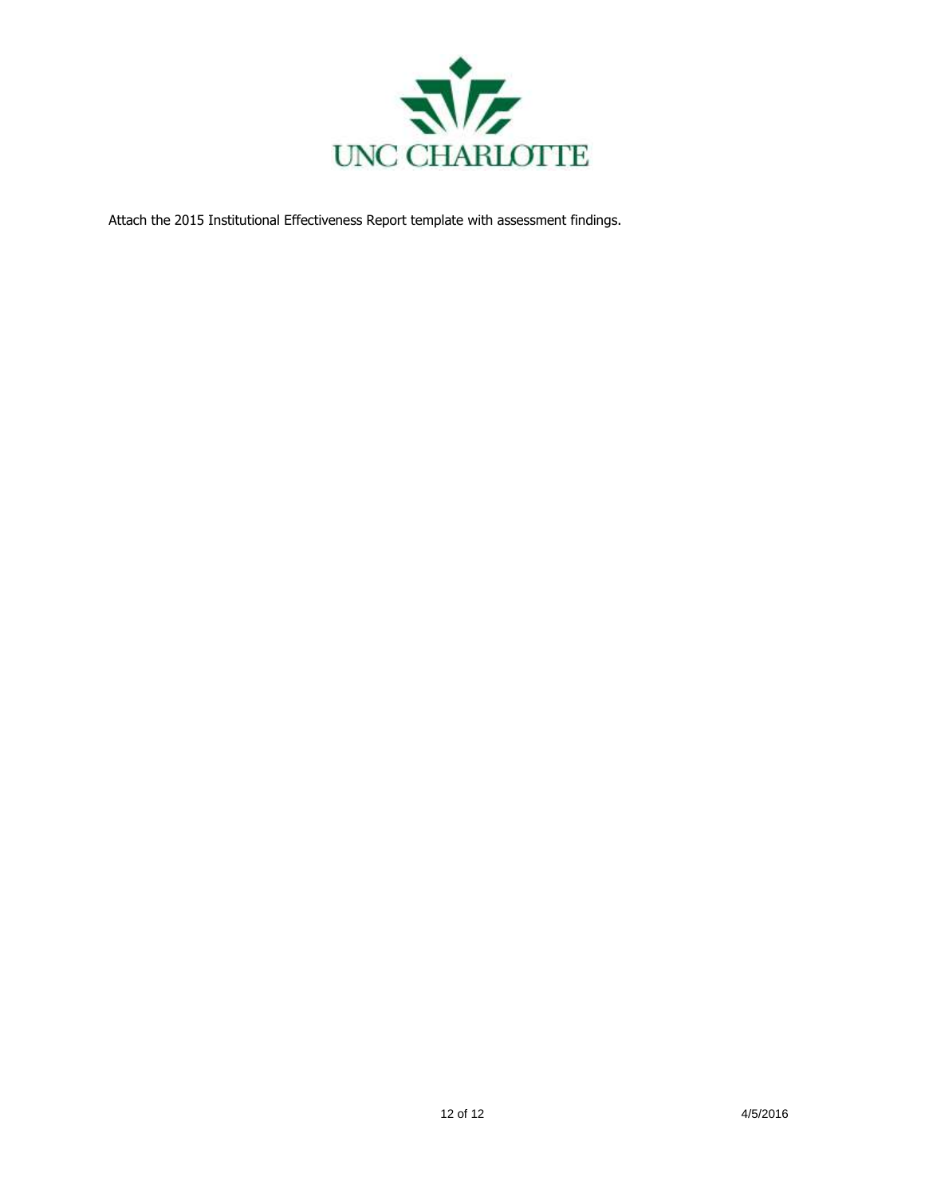Attach the 2015 Institutional Effectiveness Report template with assessment findings.